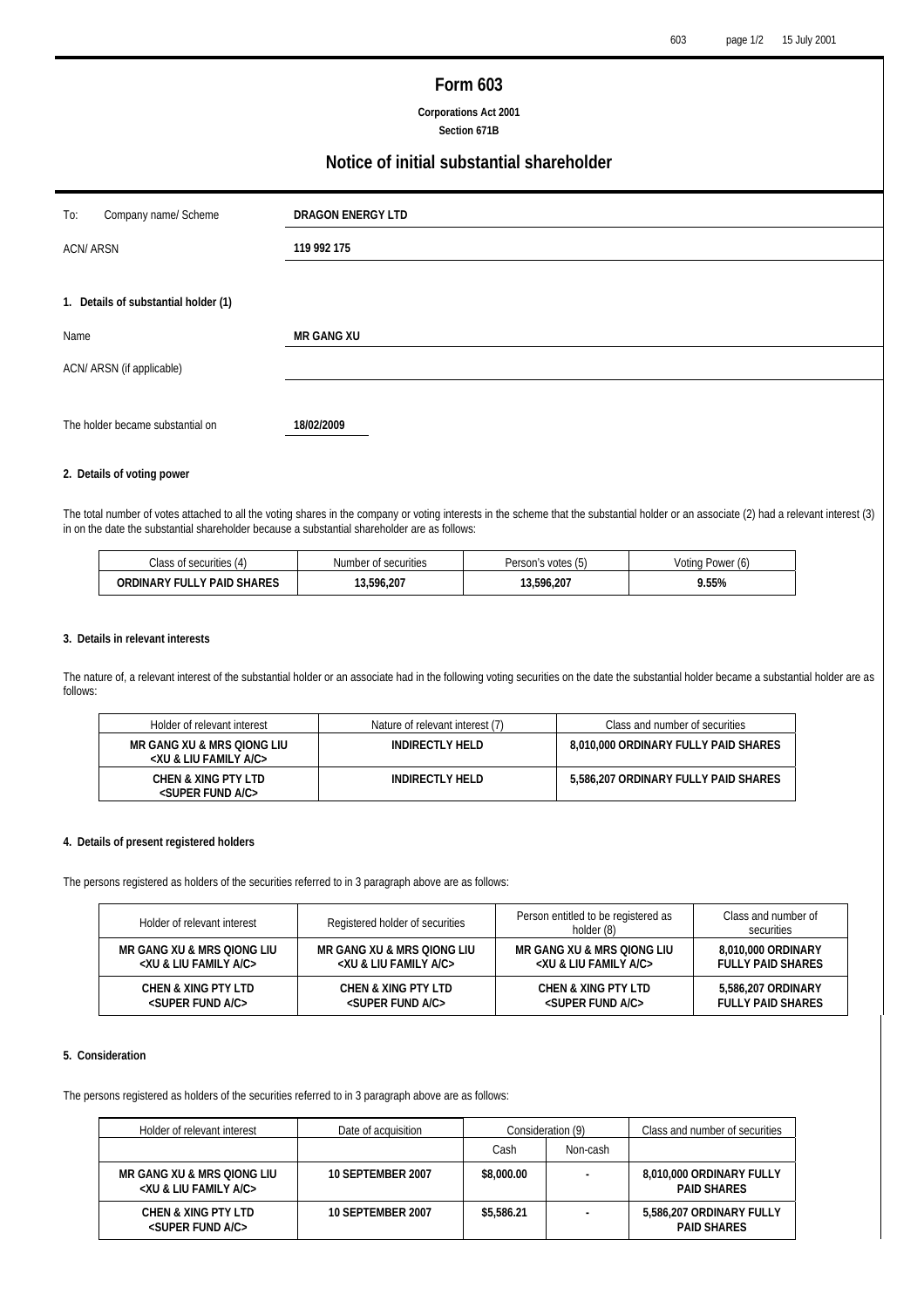# Form 603

**Corporations Act 2001**
**Section 671B**

## Notice of initial substantial shareholder

| To: Company name/ Scheme | **DRAGON ENERGY LTD** |
|---|---|
| ACN/ ARSN | **119 992 175** |

### 1. Details of substantial holder (1)

| Name | **MR GANG XU** |
|---|---|
| ACN/ ARSN (if applicable) | |
| The holder became substantial on | **18/02/2009** |

### 2. Details of voting power

The total number of votes attached to all the voting shares in the company or voting interests in the scheme that the substantial holder or an associate (2) had a relevant interest (3) in on the date the substantial shareholder because a substantial shareholder are as follows:

| Class of securities (4) | Number of securities | Person's votes (5) | Voting Power (6) |
|---|---|---|---|
| **ORDINARY FULLY PAID SHARES** | **13,596,207** | **13,596,207** | **9.55%** |

### 3. Details in relevant interests

The nature of, a relevant interest of the substantial holder or an associate had in the following voting securities on the date the substantial holder became a substantial holder are as follows:

| Holder of relevant interest | Nature of relevant interest (7) | Class and number of securities |
|---|---|---|
| **MR GANG XU & MRS QIONG LIU <XU & LIU FAMILY A/C>** | **INDIRECTLY HELD** | **8,010,000 ORDINARY FULLY PAID SHARES** |
| **CHEN & XING PTY LTD <SUPER FUND A/C>** | **INDIRECTLY HELD** | **5,586,207 ORDINARY FULLY PAID SHARES** |

### 4. Details of present registered holders

The persons registered as holders of the securities referred to in 3 paragraph above are as follows:

| Holder of relevant interest | Registered holder of securities | Person entitled to be registered as holder (8) | Class and number of securities |
|---|---|---|---|
| **MR GANG XU & MRS QIONG LIU <XU & LIU FAMILY A/C>** | **MR GANG XU & MRS QIONG LIU <XU & LIU FAMILY A/C>** | **MR GANG XU & MRS QIONG LIU <XU & LIU FAMILY A/C>** | **8,010,000 ORDINARY FULLY PAID SHARES** |
| **CHEN & XING PTY LTD <SUPER FUND A/C>** | **CHEN & XING PTY LTD <SUPER FUND A/C>** | **CHEN & XING PTY LTD <SUPER FUND A/C>** | **5,586,207 ORDINARY FULLY PAID SHARES** |

### 5. Consideration

The persons registered as holders of the securities referred to in 3 paragraph above are as follows:

| Holder of relevant interest | Date of acquisition | Consideration (9) | | Class and number of securities |
|---|---|---|---|---|
| | | Cash | Non-cash | |
| **MR GANG XU & MRS QIONG LIU <XU & LIU FAMILY A/C>** | **10 SEPTEMBER 2007** | **$8,000.00** | **-** | **8,010,000 ORDINARY FULLY PAID SHARES** |
| **CHEN & XING PTY LTD <SUPER FUND A/C>** | **10 SEPTEMBER 2007** | **$5,586.21** | **-** | **5,586,207 ORDINARY FULLY PAID SHARES** |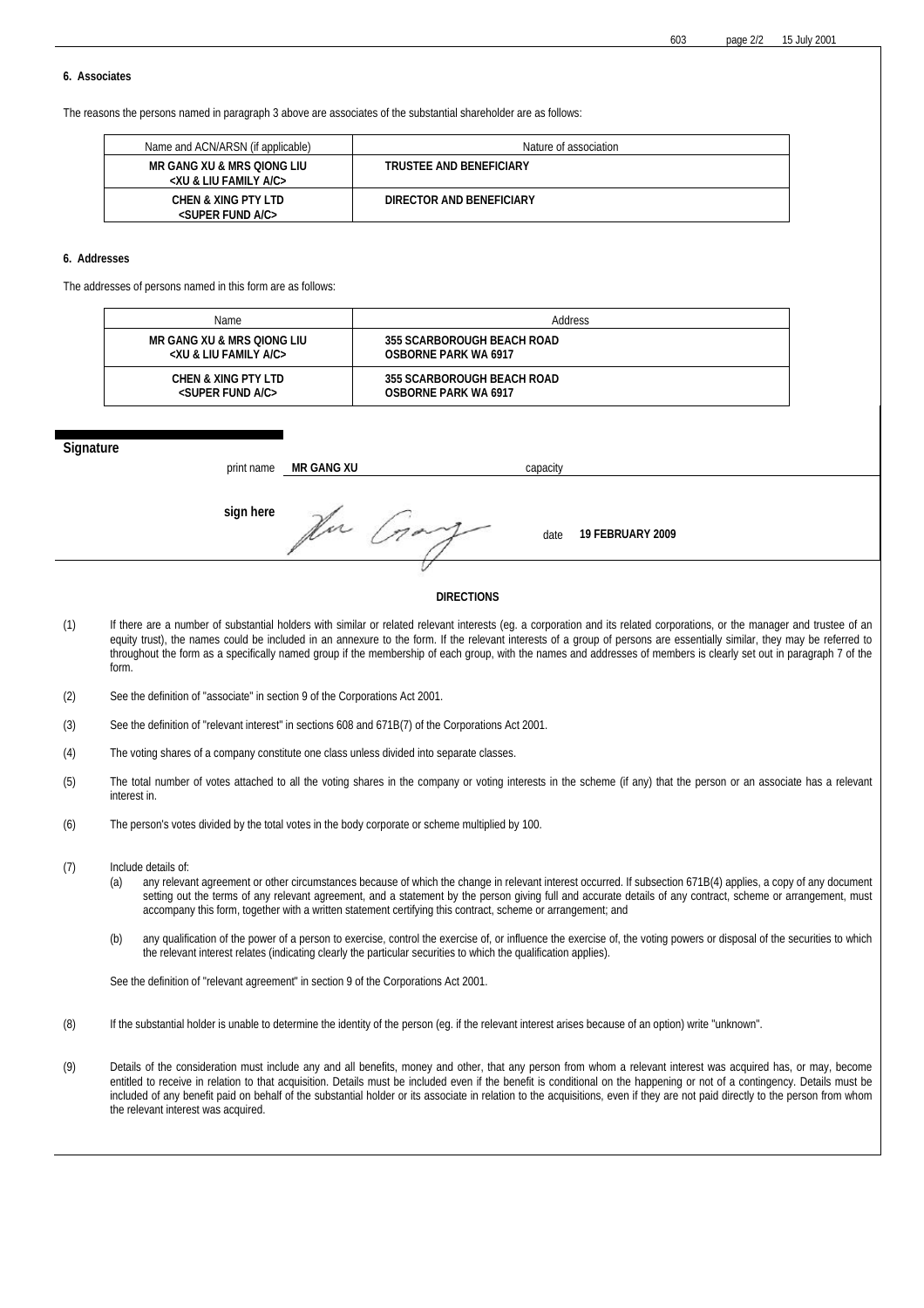#### 6. Associates

The reasons the persons named in paragraph 3 above are associates of the substantial shareholder are as follows:

| Name and ACN/ARSN (if applicable) | Nature of association |
|---|---|
| **MR GANG XU & MRS QIONG LIU <XU & LIU FAMILY A/C>** | **TRUSTEE AND BENEFICIARY** |
| **CHEN & XING PTY LTD <SUPER FUND A/C>** | **DIRECTOR AND BENEFICIARY** |

#### 6. Addresses

The addresses of persons named in this form are as follows:

| Name | Address |
|---|---|
| **MR GANG XU & MRS QIONG LIU <XU & LIU FAMILY A/C>** | **355 SCARBOROUGH BEACH ROAD OSBORNE PARK WA 6917** |
| **CHEN & XING PTY LTD <SUPER FUND A/C>** | **355 SCARBOROUGH BEACH ROAD OSBORNE PARK WA 6917** |

## Signature

print name **MR GANG XU** capacity

**sign here** date **19 FEBRUARY 2009**

### DIRECTIONS

(1) If there are a number of substantial holders with similar or related relevant interests (eg. a corporation and its related corporations, or the manager and trustee of an equity trust), the names could be included in an annexure to the form. If the relevant interests of a group of persons are essentially similar, they may be referred to throughout the form as a specifically named group if the membership of each group, with the names and addresses of members is clearly set out in paragraph 7 of the form.

(2) See the definition of "associate" in section 9 of the Corporations Act 2001.

(3) See the definition of "relevant interest" in sections 608 and 671B(7) of the Corporations Act 2001.

(4) The voting shares of a company constitute one class unless divided into separate classes.

(5) The total number of votes attached to all the voting shares in the company or voting interests in the scheme (if any) that the person or an associate has a relevant interest in.

(6) The person's votes divided by the total votes in the body corporate or scheme multiplied by 100.

(7) Include details of:

(a) any relevant agreement or other circumstances because of which the change in relevant interest occurred. If subsection 671B(4) applies, a copy of any document setting out the terms of any relevant agreement, and a statement by the person giving full and accurate details of any contract, scheme or arrangement, must accompany this form, together with a written statement certifying this contract, scheme or arrangement; and

(b) any qualification of the power of a person to exercise, control the exercise of, or influence the exercise of, the voting powers or disposal of the securities to which the relevant interest relates (indicating clearly the particular securities to which the qualification applies).

See the definition of "relevant agreement" in section 9 of the Corporations Act 2001.

(8) If the substantial holder is unable to determine the identity of the person (eg. if the relevant interest arises because of an option) write "unknown".

(9) Details of the consideration must include any and all benefits, money and other, that any person from whom a relevant interest was acquired has, or may, become entitled to receive in relation to that acquisition. Details must be included even if the benefit is conditional on the happening or not of a contingency. Details must be included of any benefit paid on behalf of the substantial holder or its associate in relation to the acquisitions, even if they are not paid directly to the person from whom the relevant interest was acquired.